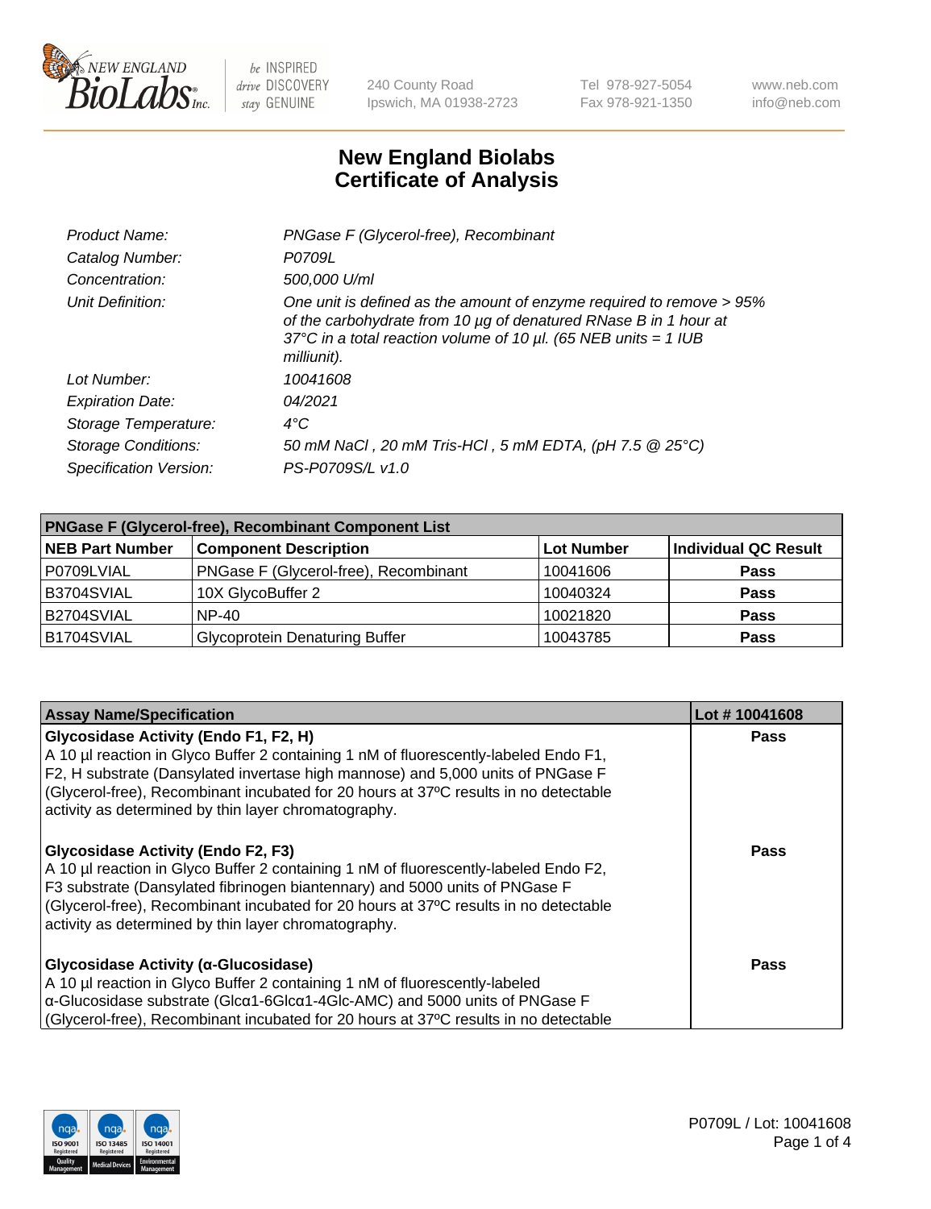# New England Biolabs
# Certificate of Analysis

| | |
|---|---|
| *Product Name:* | *PNGase F (Glycerol-free), Recombinant* |
| *Catalog Number:* | *P0709L* |
| *Concentration:* | *500,000 U/ml* |
| *Unit Definition:* | *One unit is defined as the amount of enzyme required to remove > 95% of the carbohydrate from 10 µg of denatured RNase B in 1 hour at 37°C in a total reaction volume of 10 µl. (65 NEB units = 1 IUB milliunit).* |
| *Lot Number:* | *10041608* |
| *Expiration Date:* | *04/2021* |
| *Storage Temperature:* | *4°C* |
| *Storage Conditions:* | *50 mM NaCl , 20 mM Tris-HCl , 5 mM EDTA, (pH 7.5 @ 25°C)* |
| *Specification Version:* | *PS-P0709S/L v1.0* |

| PNGase F (Glycerol-free), Recombinant Component List | | | |
|---|---|---|---|
| **NEB Part Number** | **Component Description** | **Lot Number** | **Individual QC Result** |
| P0709LVIAL | PNGase F (Glycerol-free), Recombinant | 10041606 | **Pass** |
| B3704SVIAL | 10X GlycoBuffer 2 | 10040324 | **Pass** |
| B2704SVIAL | NP-40 | 10021820 | **Pass** |
| B1704SVIAL | Glycoprotein Denaturing Buffer | 10043785 | **Pass** |

| Assay Name/Specification | Lot # 10041608 |
|---|---|
| **Glycosidase Activity (Endo F1, F2, H)**<br>A 10 µl reaction in Glyco Buffer 2 containing 1 nM of fluorescently-labeled Endo F1, F2, H substrate (Dansylated invertase high mannose) and 5,000 units of PNGase F (Glycerol-free), Recombinant incubated for 20 hours at 37ºC results in no detectable activity as determined by thin layer chromatography. | **Pass** |
| **Glycosidase Activity (Endo F2, F3)**<br>A 10 µl reaction in Glyco Buffer 2 containing 1 nM of fluorescently-labeled Endo F2, F3 substrate (Dansylated fibrinogen biantennary) and 5000 units of PNGase F (Glycerol-free), Recombinant incubated for 20 hours at 37ºC results in no detectable activity as determined by thin layer chromatography. | **Pass** |
| **Glycosidase Activity (α-Glucosidase)**<br>A 10 µl reaction in Glyco Buffer 2 containing 1 nM of fluorescently-labeled α-Glucosidase substrate (Glcα1-6Glcα1-4Glc-AMC) and 5000 units of PNGase F (Glycerol-free), Recombinant incubated for 20 hours at 37ºC results in no detectable | **Pass** |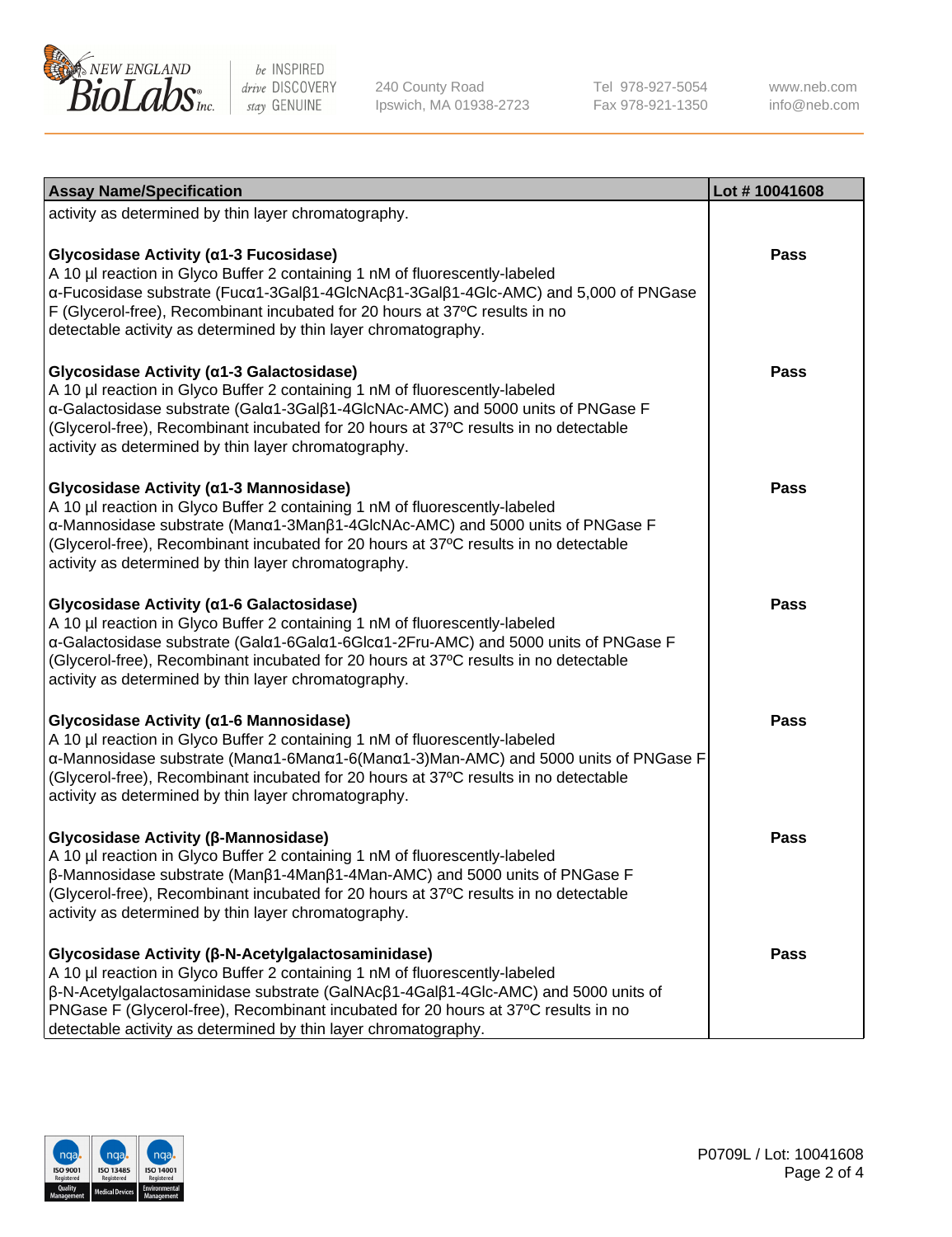| Assay Name/Specification | Lot # 10041608 |
| --- | --- |
| activity as determined by thin layer chromatography. | |
| **Glycosidase Activity (α1-3 Fucosidase)**<br>A 10 µl reaction in Glyco Buffer 2 containing 1 nM of fluorescently-labeled α-Fucosidase substrate (Fucα1-3Galβ1-4GlcNAcβ1-3Galβ1-4Glc-AMC) and 5,000 of PNGase F (Glycerol-free), Recombinant incubated for 20 hours at 37ºC results in no detectable activity as determined by thin layer chromatography. | Pass |
| **Glycosidase Activity (α1-3 Galactosidase)**<br>A 10 µl reaction in Glyco Buffer 2 containing 1 nM of fluorescently-labeled α-Galactosidase substrate (Galα1-3Galβ1-4GlcNAc-AMC) and 5000 units of PNGase F (Glycerol-free), Recombinant incubated for 20 hours at 37ºC results in no detectable activity as determined by thin layer chromatography. | Pass |
| **Glycosidase Activity (α1-3 Mannosidase)**<br>A 10 µl reaction in Glyco Buffer 2 containing 1 nM of fluorescently-labeled α-Mannosidase substrate (Manα1-3Manβ1-4GlcNAc-AMC) and 5000 units of PNGase F (Glycerol-free), Recombinant incubated for 20 hours at 37ºC results in no detectable activity as determined by thin layer chromatography. | Pass |
| **Glycosidase Activity (α1-6 Galactosidase)**<br>A 10 µl reaction in Glyco Buffer 2 containing 1 nM of fluorescently-labeled α-Galactosidase substrate (Galα1-6Galα1-6Glcα1-2Fru-AMC) and 5000 units of PNGase F (Glycerol-free), Recombinant incubated for 20 hours at 37ºC results in no detectable activity as determined by thin layer chromatography. | Pass |
| **Glycosidase Activity (α1-6 Mannosidase)**<br>A 10 µl reaction in Glyco Buffer 2 containing 1 nM of fluorescently-labeled α-Mannosidase substrate (Manα1-6Manα1-6(Manα1-3)Man-AMC) and 5000 units of PNGase F (Glycerol-free), Recombinant incubated for 20 hours at 37ºC results in no detectable activity as determined by thin layer chromatography. | Pass |
| **Glycosidase Activity (β-Mannosidase)**<br>A 10 µl reaction in Glyco Buffer 2 containing 1 nM of fluorescently-labeled β-Mannosidase substrate (Manβ1-4Manβ1-4Man-AMC) and 5000 units of PNGase F (Glycerol-free), Recombinant incubated for 20 hours at 37ºC results in no detectable activity as determined by thin layer chromatography. | Pass |
| **Glycosidase Activity (β-N-Acetylgalactosaminidase)**<br>A 10 µl reaction in Glyco Buffer 2 containing 1 nM of fluorescently-labeled β-N-Acetylgalactosaminidase substrate (GalNAcβ1-4Galβ1-4Glc-AMC) and 5000 units of PNGase F (Glycerol-free), Recombinant incubated for 20 hours at 37ºC results in no detectable activity as determined by thin layer chromatography. | Pass |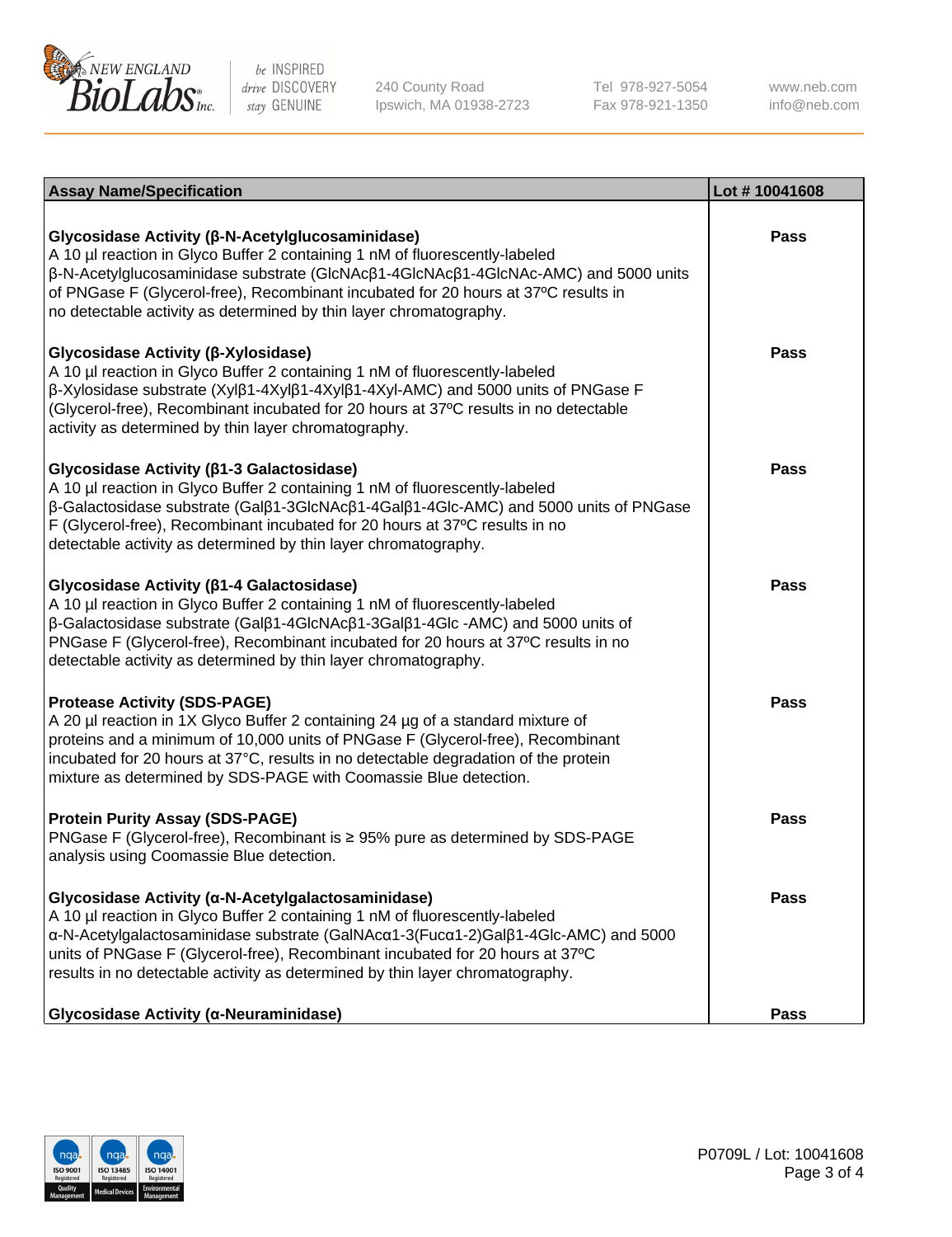| Assay Name/Specification | Lot # 10041608 |
|---|---|
| **Glycosidase Activity (β-N-Acetylglucosaminidase)**<br>A 10 µl reaction in Glyco Buffer 2 containing 1 nM of fluorescently-labeled β-N-Acetylglucosaminidase substrate (GlcNAcβ1-4GlcNAcβ1-4GlcNAc-AMC) and 5000 units of PNGase F (Glycerol-free), Recombinant incubated for 20 hours at 37ºC results in no detectable activity as determined by thin layer chromatography. | Pass |
| **Glycosidase Activity (β-Xylosidase)**<br>A 10 µl reaction in Glyco Buffer 2 containing 1 nM of fluorescently-labeled β-Xylosidase substrate (Xylβ1-4Xylβ1-4Xylβ1-4Xyl-AMC) and 5000 units of PNGase F (Glycerol-free), Recombinant incubated for 20 hours at 37ºC results in no detectable activity as determined by thin layer chromatography. | Pass |
| **Glycosidase Activity (β1-3 Galactosidase)**<br>A 10 µl reaction in Glyco Buffer 2 containing 1 nM of fluorescently-labeled β-Galactosidase substrate (Galβ1-3GlcNAcβ1-4Galβ1-4Glc-AMC) and 5000 units of PNGase F (Glycerol-free), Recombinant incubated for 20 hours at 37ºC results in no detectable activity as determined by thin layer chromatography. | Pass |
| **Glycosidase Activity (β1-4 Galactosidase)**<br>A 10 µl reaction in Glyco Buffer 2 containing 1 nM of fluorescently-labeled β-Galactosidase substrate (Galβ1-4GlcNAcβ1-3Galβ1-4Glc -AMC) and 5000 units of PNGase F (Glycerol-free), Recombinant incubated for 20 hours at 37ºC results in no detectable activity as determined by thin layer chromatography. | Pass |
| **Protease Activity (SDS-PAGE)**<br>A 20 µl reaction in 1X Glyco Buffer 2 containing 24 µg of a standard mixture of proteins and a minimum of 10,000 units of PNGase F (Glycerol-free), Recombinant incubated for 20 hours at 37°C, results in no detectable degradation of the protein mixture as determined by SDS-PAGE with Coomassie Blue detection. | Pass |
| **Protein Purity Assay (SDS-PAGE)**<br>PNGase F (Glycerol-free), Recombinant is ≥ 95% pure as determined by SDS-PAGE analysis using Coomassie Blue detection. | Pass |
| **Glycosidase Activity (α-N-Acetylgalactosaminidase)**<br>A 10 µl reaction in Glyco Buffer 2 containing 1 nM of fluorescently-labeled α-N-Acetylgalactosaminidase substrate (GalNAcα1-3(Fucα1-2)Galβ1-4Glc-AMC) and 5000 units of PNGase F (Glycerol-free), Recombinant incubated for 20 hours at 37ºC results in no detectable activity as determined by thin layer chromatography. | Pass |
| **Glycosidase Activity (α-Neuraminidase)** | Pass |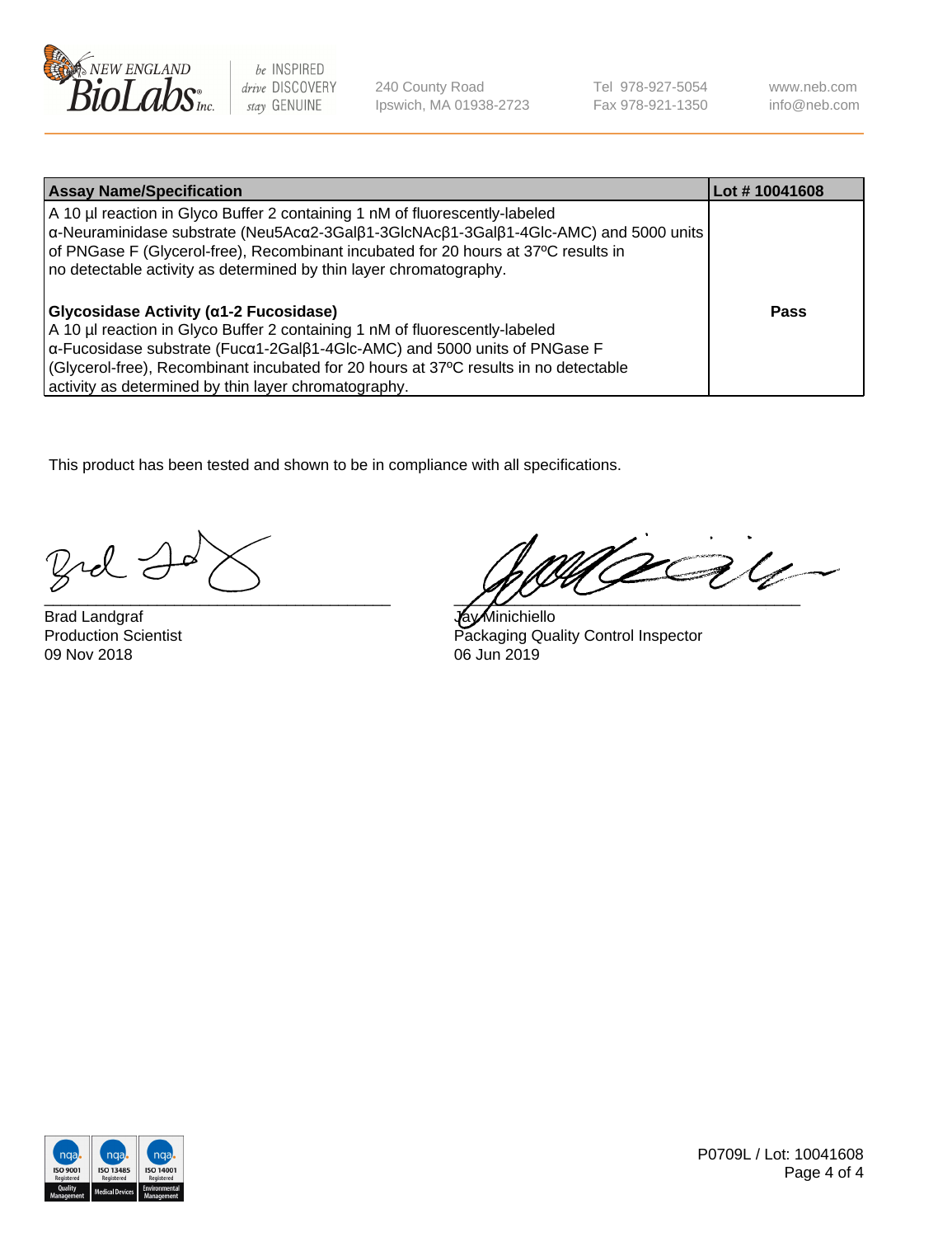| Assay Name/Specification | Lot # 10041608 |
| --- | --- |
| A 10 µl reaction in Glyco Buffer 2 containing 1 nM of fluorescently-labeled α-Neuraminidase substrate (Neu5Acα2-3Galβ1-3GlcNAcβ1-3Galβ1-4Glc-AMC) and 5000 units of PNGase F (Glycerol-free), Recombinant incubated for 20 hours at 37ºC results in no detectable activity as determined by thin layer chromatography. | |
| **Glycosidase Activity (α1-2 Fucosidase)**<br>A 10 µl reaction in Glyco Buffer 2 containing 1 nM of fluorescently-labeled α-Fucosidase substrate (Fucα1-2Galβ1-4Glc-AMC) and 5000 units of PNGase F (Glycerol-free), Recombinant incubated for 20 hours at 37ºC results in no detectable activity as determined by thin layer chromatography. | **Pass** |

This product has been tested and shown to be in compliance with all specifications.

Brad Landgraf
Production Scientist
09 Nov 2018

Jay Minichiello
Packaging Quality Control Inspector
06 Jun 2019

P0709L / Lot: 10041608